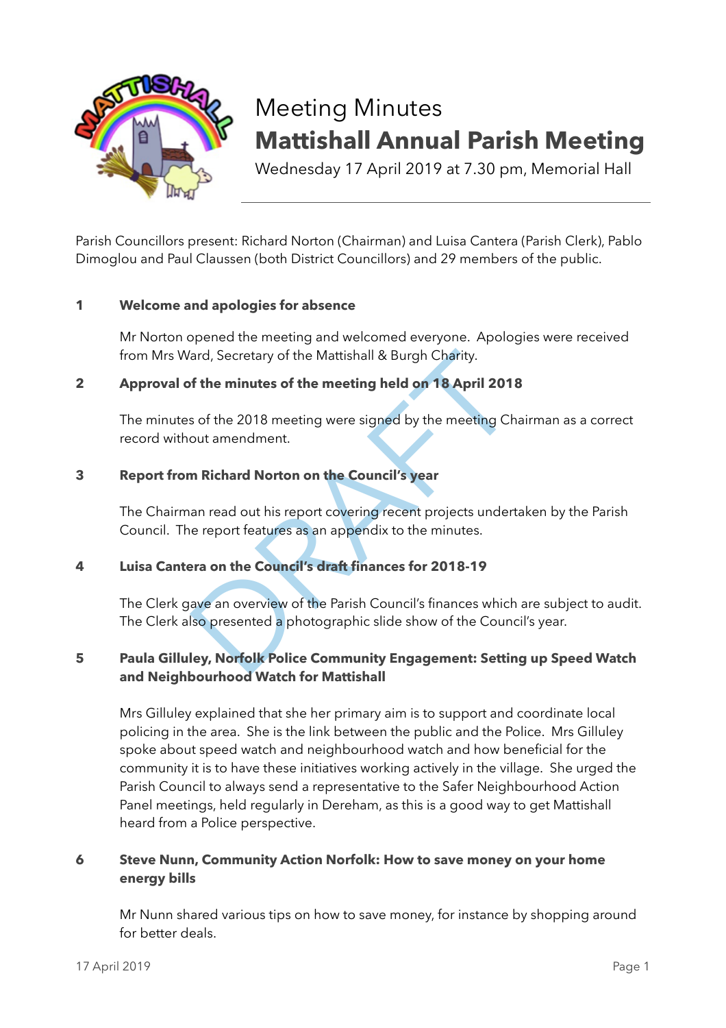# Meeting Minutes
# Mattishall Annual Parish Meeting

Wednesday 17 April 2019 at 7.30 pm, Memorial Hall

---

Parish Councillors present: Richard Norton (Chairman) and Luisa Cantera (Parish Clerk), Pablo Dimoglou and Paul Claussen (both District Councillors) and 29 members of the public.

**1 Welcome and apologies for absence**

Mr Norton opened the meeting and welcomed everyone. Apologies were received from Mrs Ward, Secretary of the Mattishall & Burgh Charity.

**2 Approval of the minutes of the meeting held on 18 April 2018**

The minutes of the 2018 meeting were signed by the meeting Chairman as a correct record without amendment.

**3 Report from Richard Norton on the Council's year**

The Chairman read out his report covering recent projects undertaken by the Parish Council. The report features as an appendix to the minutes.

**4 Luisa Cantera on the Council's draft finances for 2018-19**

The Clerk gave an overview of the Parish Council's finances which are subject to audit. The Clerk also presented a photographic slide show of the Council's year.

**5 Paula Gilluley, Norfolk Police Community Engagement: Setting up Speed Watch and Neighbourhood Watch for Mattishall**

Mrs Gilluley explained that she her primary aim is to support and coordinate local policing in the area. She is the link between the public and the Police. Mrs Gilluley spoke about speed watch and neighbourhood watch and how beneficial for the community it is to have these initiatives working actively in the village. She urged the Parish Council to always send a representative to the Safer Neighbourhood Action Panel meetings, held regularly in Dereham, as this is a good way to get Mattishall heard from a Police perspective.

**6 Steve Nunn, Community Action Norfolk: How to save money on your home energy bills**

Mr Nunn shared various tips on how to save money, for instance by shopping around for better deals.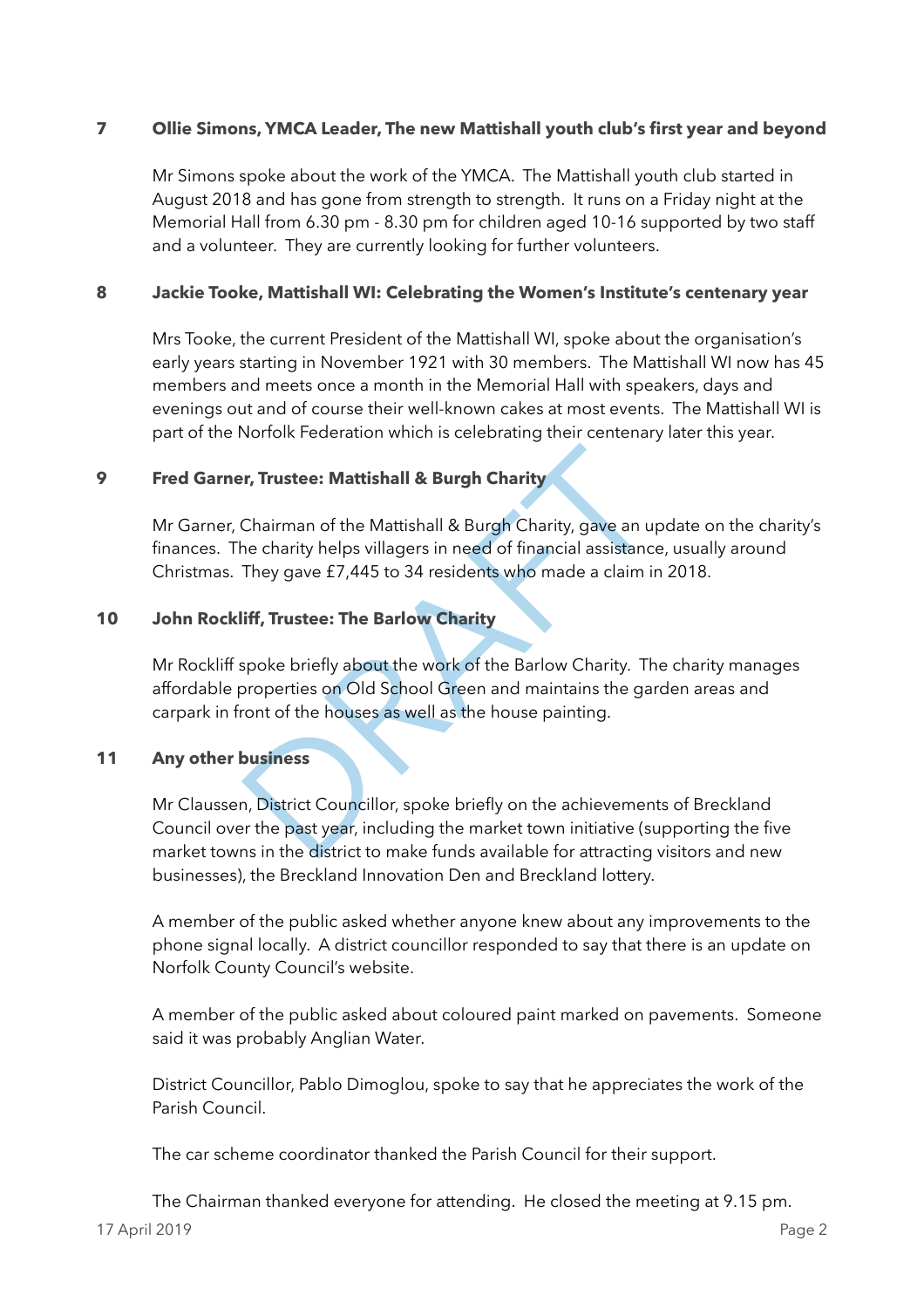## 7 Ollie Simons, YMCA Leader, The new Mattishall youth club's first year and beyond

Mr Simons spoke about the work of the YMCA. The Mattishall youth club started in August 2018 and has gone from strength to strength. It runs on a Friday night at the Memorial Hall from 6.30 pm - 8.30 pm for children aged 10-16 supported by two staff and a volunteer. They are currently looking for further volunteers.

## 8 Jackie Tooke, Mattishall WI: Celebrating the Women's Institute's centenary year

Mrs Tooke, the current President of the Mattishall WI, spoke about the organisation's early years starting in November 1921 with 30 members. The Mattishall WI now has 45 members and meets once a month in the Memorial Hall with speakers, days and evenings out and of course their well-known cakes at most events. The Mattishall WI is part of the Norfolk Federation which is celebrating their centenary later this year.

## 9 Fred Garner, Trustee: Mattishall & Burgh Charity

Mr Garner, Chairman of the Mattishall & Burgh Charity, gave an update on the charity's finances. The charity helps villagers in need of financial assistance, usually around Christmas. They gave £7,445 to 34 residents who made a claim in 2018.

## 10 John Rockliff, Trustee: The Barlow Charity

Mr Rockliff spoke briefly about the work of the Barlow Charity. The charity manages affordable properties on Old School Green and maintains the garden areas and carpark in front of the houses as well as the house painting.

## 11 Any other business

Mr Claussen, District Councillor, spoke briefly on the achievements of Breckland Council over the past year, including the market town initiative (supporting the five market towns in the district to make funds available for attracting visitors and new businesses), the Breckland Innovation Den and Breckland lottery.

A member of the public asked whether anyone knew about any improvements to the phone signal locally. A district councillor responded to say that there is an update on Norfolk County Council's website.

A member of the public asked about coloured paint marked on pavements. Someone said it was probably Anglian Water.

District Councillor, Pablo Dimoglou, spoke to say that he appreciates the work of the Parish Council.

The car scheme coordinator thanked the Parish Council for their support.

The Chairman thanked everyone for attending. He closed the meeting at 9.15 pm.

17 April 2019